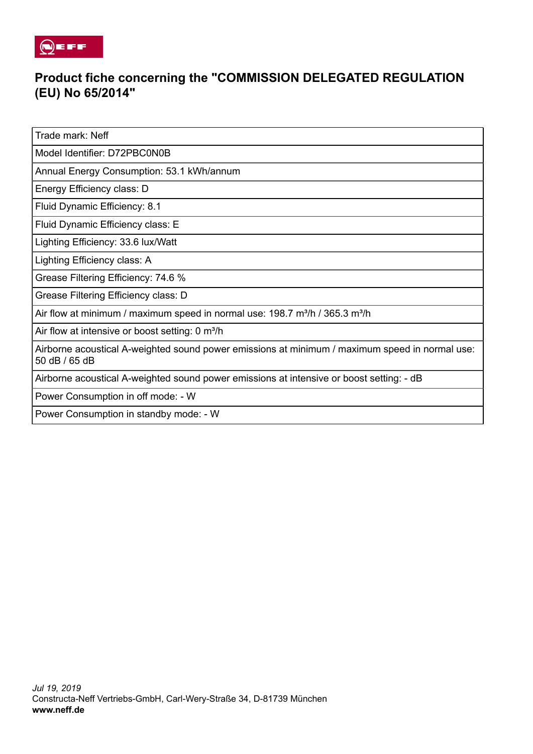# Product fiche concerning the "COMMISSION DELEGATED REGULATION (EU) No 65/2014"

| Trade mark: Neff |
|---|
| Model Identifier: D72PBC0N0B |
| Annual Energy Consumption: 53.1 kWh/annum |
| Energy Efficiency class: D |
| Fluid Dynamic Efficiency: 8.1 |
| Fluid Dynamic Efficiency class: E |
| Lighting Efficiency: 33.6 lux/Watt |
| Lighting Efficiency class: A |
| Grease Filtering Efficiency: 74.6 % |
| Grease Filtering Efficiency class: D |
| Air flow at minimum / maximum speed in normal use: 198.7 m³/h / 365.3 m³/h |
| Air flow at intensive or boost setting: 0 m³/h |
| Airborne acoustical A-weighted sound power emissions at minimum / maximum speed in normal use: 50 dB / 65 dB |
| Airborne acoustical A-weighted sound power emissions at intensive or boost setting: - dB |
| Power Consumption in off mode: - W |
| Power Consumption in standby mode: - W |

*Jul 19, 2019*
Constructa-Neff Vertriebs-GmbH, Carl-Wery-Straße 34, D-81739 München
**www.neff.de**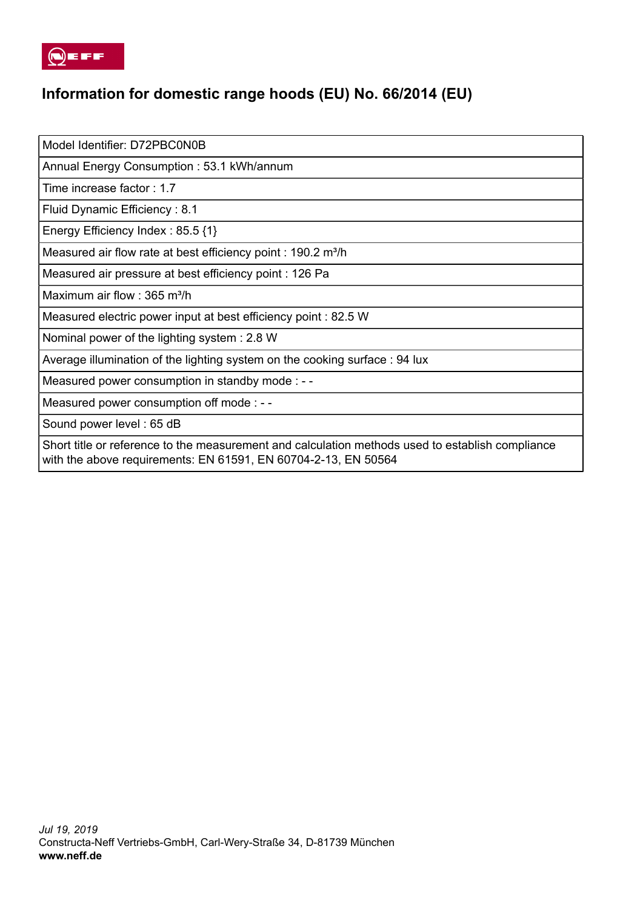# Information for domestic range hoods (EU) No. 66/2014 (EU)

| |
|---|
| Model Identifier: D72PBC0N0B |
| Annual Energy Consumption : 53.1 kWh/annum |
| Time increase factor : 1.7 |
| Fluid Dynamic Efficiency : 8.1 |
| Energy Efficiency Index : 85.5 {1} |
| Measured air flow rate at best efficiency point : 190.2 m³/h |
| Measured air pressure at best efficiency point : 126 Pa |
| Maximum air flow : 365 m³/h |
| Measured electric power input at best efficiency point : 82.5 W |
| Nominal power of the lighting system : 2.8 W |
| Average illumination of the lighting system on the cooking surface : 94 lux |
| Measured power consumption in standby mode : - - |
| Measured power consumption off mode : - - |
| Sound power level : 65 dB |
| Short title or reference to the measurement and calculation methods used to establish compliance with the above requirements: EN 61591, EN 60704-2-13, EN 50564 |

*Jul 19, 2019*
Constructa-Neff Vertriebs-GmbH, Carl-Wery-Straße 34, D-81739 München
**www.neff.de**